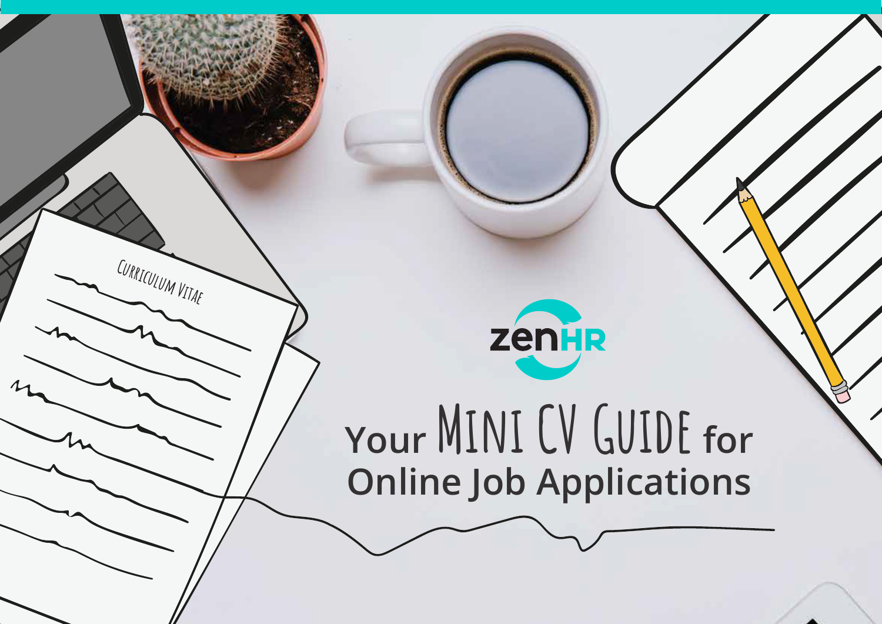zenHR

# Your MINI CV GUIDE for Online Job Applications

Curriculum Vitae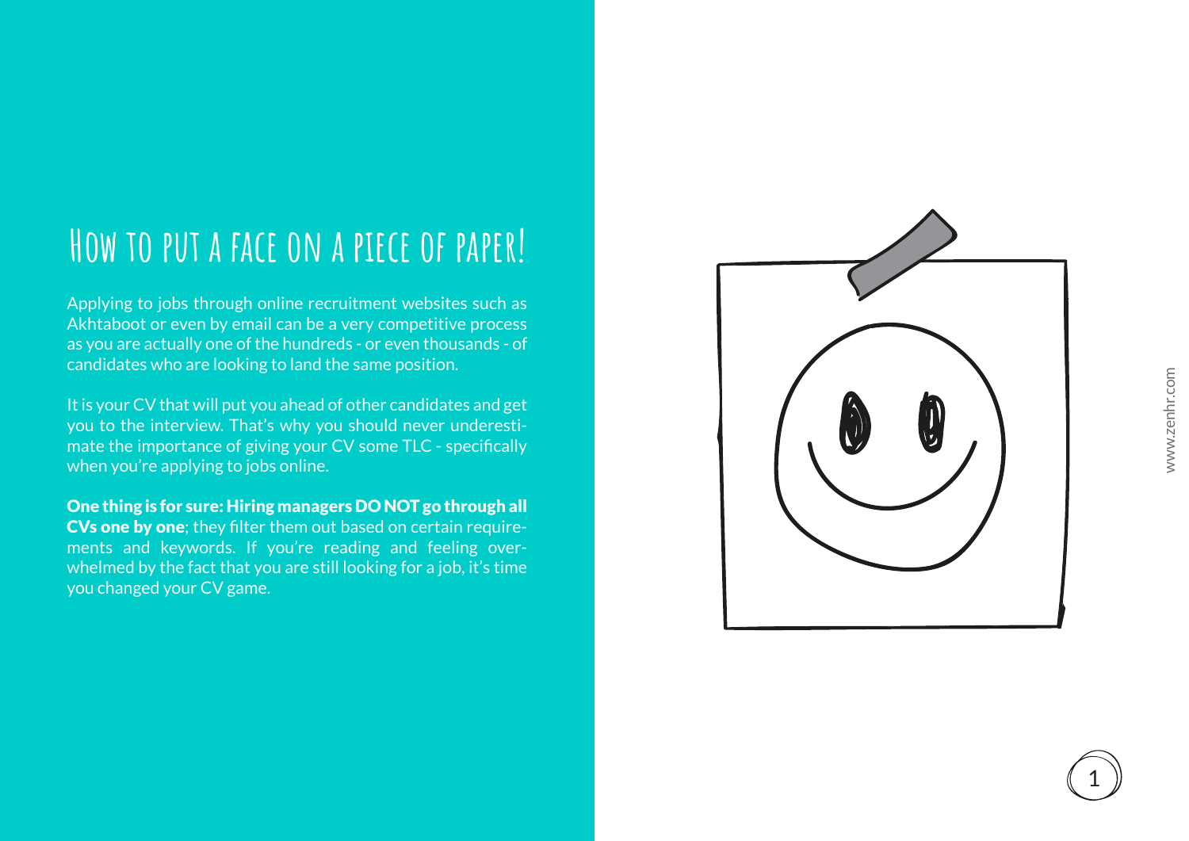# How to put a face on a piece of paper!

Applying to jobs through online recruitment websites such as Akhtaboot or even by email can be a very competitive process as you are actually one of the hundreds - or even thousands - of candidates who are looking to land the same position.

It is your CV that will put you ahead of other candidates and get you to the interview. That's why you should never underestimate the importance of giving your CV some TLC - specifically when you're applying to jobs online.

**One thing is for sure: Hiring managers DO NOT go through all CVs one by one**; they filter them out based on certain requirements and keywords. If you're reading and feeling overwhelmed by the fact that you are still looking for a job, it's time you changed your CV game.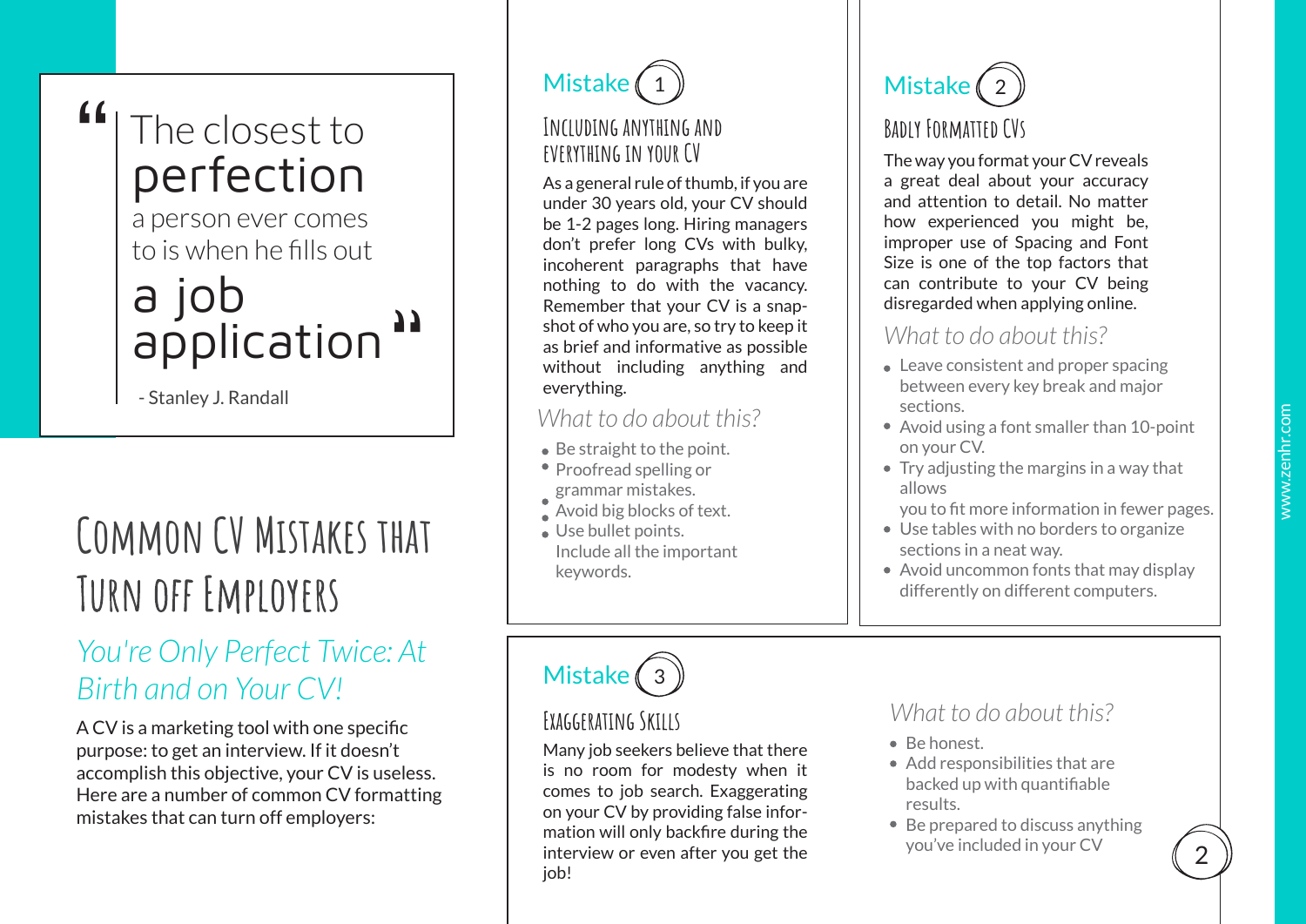> “The closest to perfection a person ever comes to is when he fills out a job application”
>
> - Stanley J. Randall

# Common CV Mistakes that Turn off Employers

## *You're Only Perfect Twice: At Birth and on Your CV!*

A CV is a marketing tool with one specific purpose: to get an interview. If it doesn't accomplish this objective, your CV is useless. Here are a number of common CV formatting mistakes that can turn off employers:

## Mistake 1

### Including Anything and Everything in Your CV

As a general rule of thumb, if you are under 30 years old, your CV should be 1-2 pages long. Hiring managers don't prefer long CVs with bulky, incoherent paragraphs that have nothing to do with the vacancy. Remember that your CV is a snap-shot of who you are, so try to keep it as brief and informative as possible without including anything and everything.

*What to do about this?*

- Be straight to the point.
- Proofread spelling or grammar mistakes.
- Avoid big blocks of text.
- Use bullet points. Include all the important keywords.

## Mistake 2

### Badly Formatted CVs

The way you format your CV reveals a great deal about your accuracy and attention to detail. No matter how experienced you might be, improper use of Spacing and Font Size is one of the top factors that can contribute to your CV being disregarded when applying online.

*What to do about this?*

- Leave consistent and proper spacing between every key break and major sections.
- Avoid using a font smaller than 10-point on your CV.
- Try adjusting the margins in a way that allows you to fit more information in fewer pages.
- Use tables with no borders to organize sections in a neat way.
- Avoid uncommon fonts that may display differently on different computers.

## Mistake 3

### Exaggerating Skills

Many job seekers believe that there is no room for modesty when it comes to job search. Exaggerating on your CV by providing false information will only backfire during the interview or even after you get the job!

*What to do about this?*

- Be honest.
- Add responsibilities that are backed up with quantifiable results.
- Be prepared to discuss anything you've included in your CV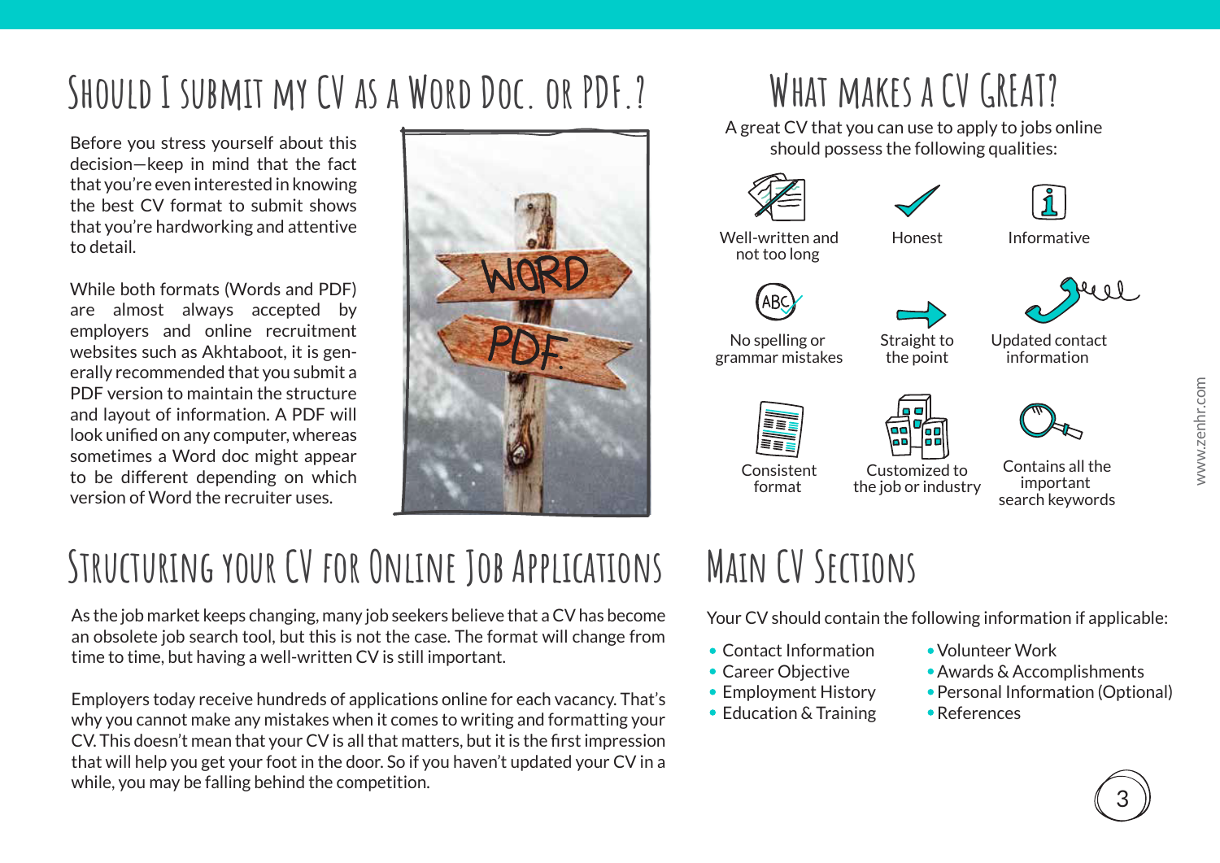## Should I submit my CV as a Word Doc. or PDF.?

Before you stress yourself about this decision—keep in mind that the fact that you're even interested in knowing the best CV format to submit shows that you're hardworking and attentive to detail.

While both formats (Words and PDF) are almost always accepted by employers and online recruitment websites such as Akhtaboot, it is generally recommended that you submit a PDF version to maintain the structure and layout of information. A PDF will look unified on any computer, whereas sometimes a Word doc might appear to be different depending on which version of Word the recruiter uses.

## What makes a CV great?

A great CV that you can use to apply to jobs online should possess the following qualities:

- Well-written and not too long
- Honest
- Informative
- No spelling or grammar mistakes
- Straight to the point
- Updated contact information
- Consistent format
- Customized to the job or industry
- Contains all the important search keywords

## Structuring your CV for Online Job Applications

As the job market keeps changing, many job seekers believe that a CV has become an obsolete job search tool, but this is not the case. The format will change from time to time, but having a well-written CV is still important.

Employers today receive hundreds of applications online for each vacancy. That's why you cannot make any mistakes when it comes to writing and formatting your CV. This doesn't mean that your CV is all that matters, but it is the first impression that will help you get your foot in the door. So if you haven't updated your CV in a while, you may be falling behind the competition.

## Main CV Sections

Your CV should contain the following information if applicable:

- Contact Information
- Career Objective
- Employment History
- Education & Training
- Volunteer Work
- Awards & Accomplishments
- Personal Information (Optional)
- References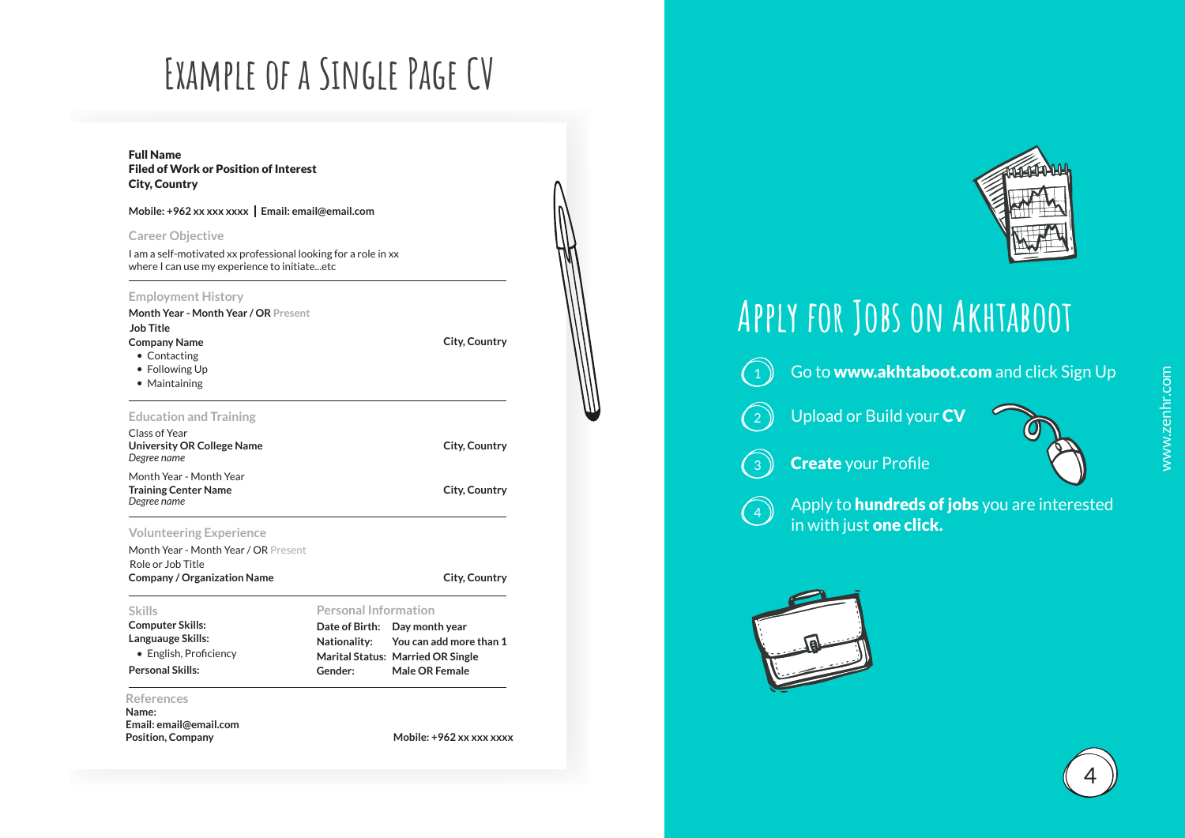# Example of a Single Page CV

**Full Name**
**Filed of Work or Position of Interest**
**City, Country**

**Mobile: +962 xx xxx xxxx | Email: email@email.com**

## Career Objective

I am a self-motivated xx professional looking for a role in xx where I can use my experience to initiate...etc

## Employment History

**Month Year - Month Year / OR** Present
**Job Title**
**Company Name** — **City, Country**

- Contacting
- Following Up
- Maintaining

## Education and Training

Class of Year
**University OR College Name** — **City, Country**
*Degree name*

Month Year - Month Year
**Training Center Name** — **City, Country**
*Degree name*

## Volunteering Experience

Month Year - Month Year / OR Present
Role or Job Title
**Company / Organization Name** — **City, Country**

## Skills

**Computer Skills:**
**Languauge Skills:**

- English, Proficiency

**Personal Skills:**

## Personal Information

**Date of Birth:** Day month year
**Nationality:** You can add more than 1
**Marital Status:** Married OR Single
**Gender:** Male OR Female

## References

**Name:**
**Email: email@email.com**
**Position, Company** — **Mobile: +962 xx xxx xxxx**

# Apply for Jobs on Akhtaboot

1. Go to **www.akhtaboot.com** and click Sign Up
2. Upload or Build your **CV**
3. **Create** your Profile
4. Apply to **hundreds of jobs** you are interested in with just **one click.**

www.zenhr.com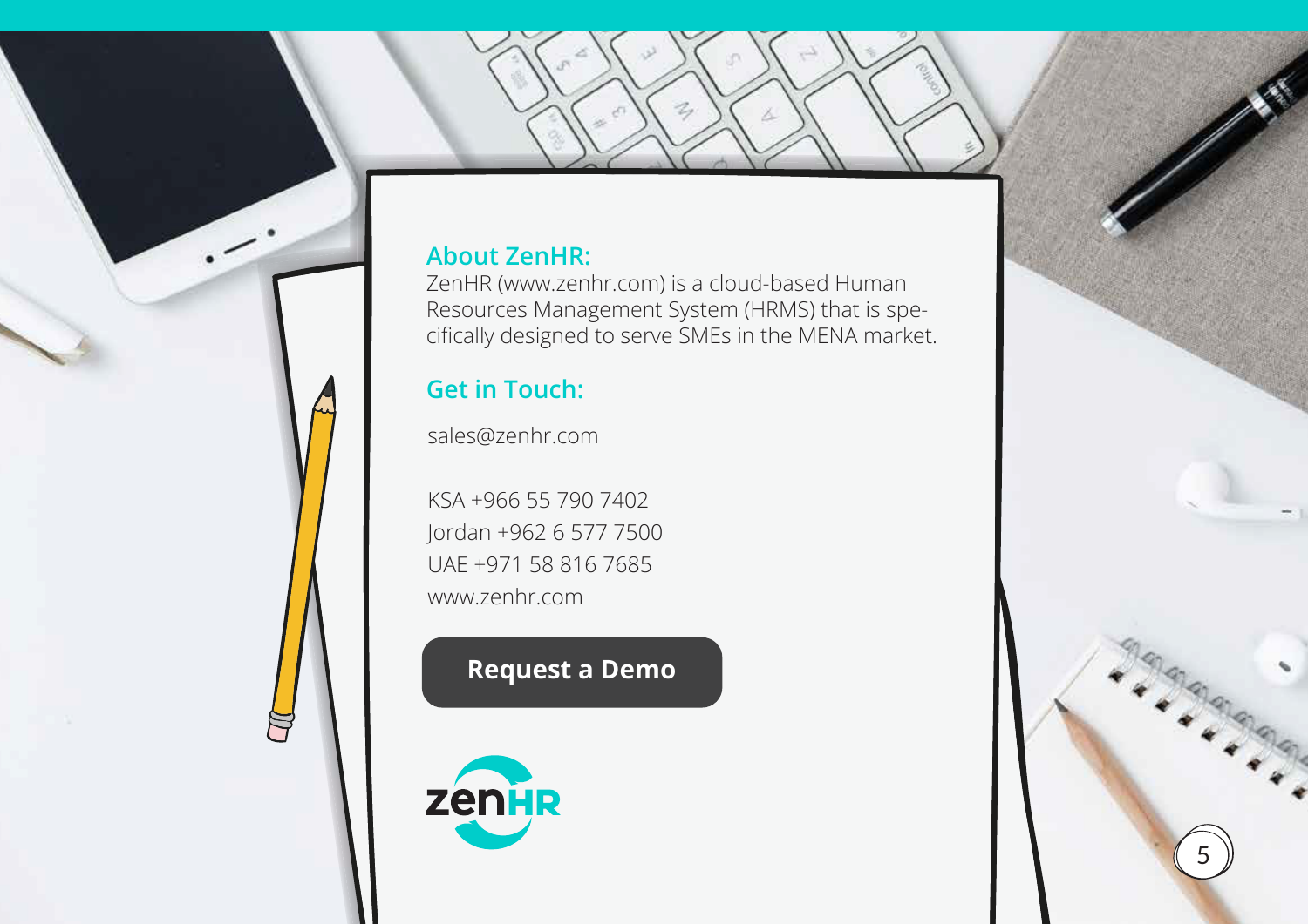## About ZenHR:

ZenHR (www.zenhr.com) is a cloud-based Human Resources Management System (HRMS) that is specifically designed to serve SMEs in the MENA market.

## Get in Touch:

sales@zenhr.com

KSA +966 55 790 7402
Jordan +962 6 577 7500
UAE +971 58 816 7685
www.zenhr.com

**Request a Demo**